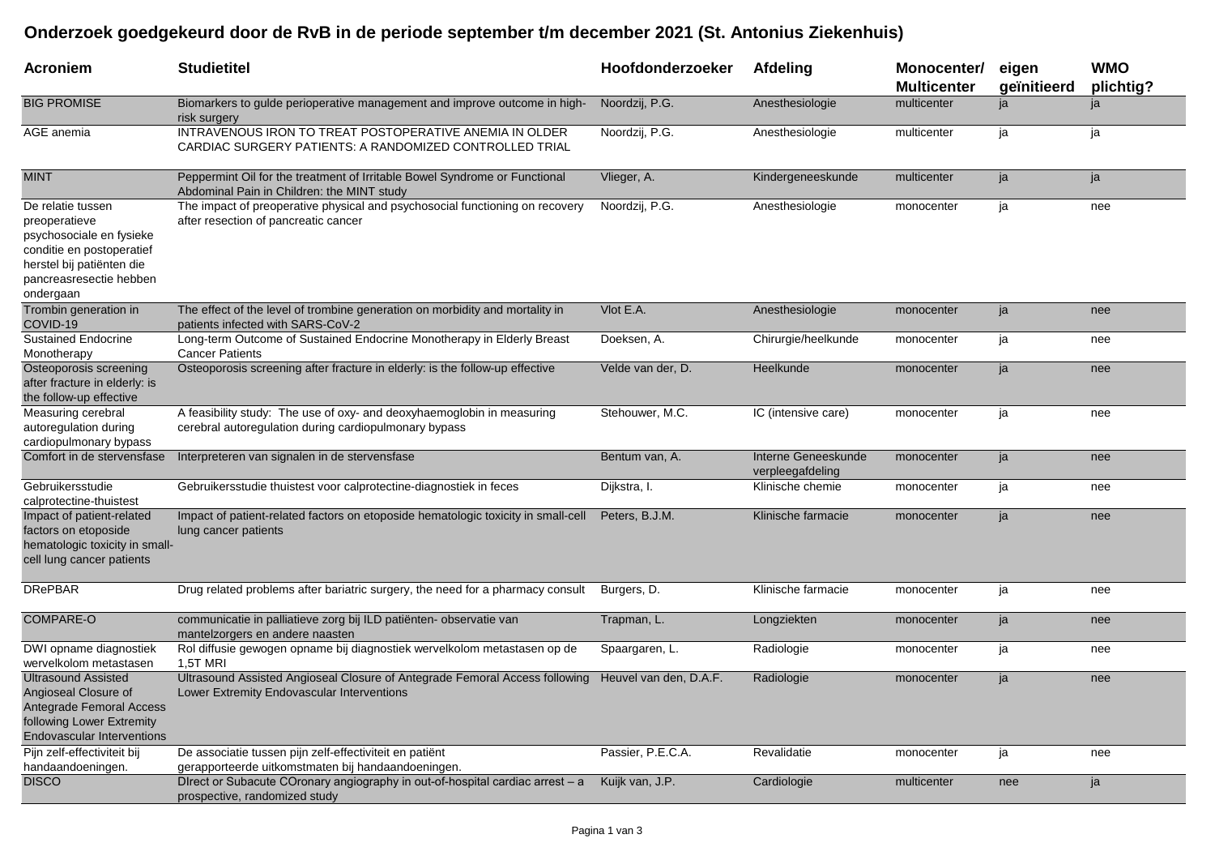# Onderzoek goedgekeurd door de RvB in de periode september t/m december 2021 (St. Antonius Ziekenhuis)

| Acroniem | Studietitel | Hoofdonderzoeker | Afdeling | Monocenter/ Multicenter | eigen geïnitieerd | WMO plichtig? |
|---|---|---|---|---|---|---|
| BIG PROMISE | Biomarkers to gulde perioperative management and improve outcome in high-risk surgery | Noordzij, P.G. | Anesthesiologie | multicenter | ja | ja |
| AGE anemia | INTRAVENOUS IRON TO TREAT POSTOPERATIVE ANEMIA IN OLDER CARDIAC SURGERY PATIENTS: A RANDOMIZED CONTROLLED TRIAL | Noordzij, P.G. | Anesthesiologie | multicenter | ja | ja |
| MINT | Peppermint Oil for the treatment of Irritable Bowel Syndrome or Functional Abdominal Pain in Children: the MINT study | Vlieger, A. | Kindergeneeskunde | multicenter | ja | ja |
| De relatie tussen preoperatieve psychosociale en fysieke conditie en postoperatief herstel bij patiënten die pancreasresectie hebben ondergaan | The impact of preoperative physical and psychosocial functioning on recovery after resection of pancreatic cancer | Noordzij, P.G. | Anesthesiologie | monocenter | ja | nee |
| Trombin generation in COVID-19 | The effect of the level of trombine generation on morbidity and mortality in patients infected with SARS-CoV-2 | Vlot E.A. | Anesthesiologie | monocenter | ja | nee |
| Sustained Endocrine Monotherapy | Long-term Outcome of Sustained Endocrine Monotherapy in Elderly Breast Cancer Patients | Doeksen, A. | Chirurgie/heelkunde | monocenter | ja | nee |
| Osteoporosis screening after fracture in elderly: is the follow-up effective | Osteoporosis screening after fracture in elderly: is the follow-up effective | Velde van der, D. | Heelkunde | monocenter | ja | nee |
| Measuring cerebral autoregulation during cardiopulmonary bypass | A feasibility study: The use of oxy- and deoxyhaemoglobin in measuring cerebral autoregulation during cardiopulmonary bypass | Stehouwer, M.C. | IC (intensive care) | monocenter | ja | nee |
| Comfort in de stervensfase | Interpreteren van signalen in de stervensfase | Bentum van, A. | Interne Geneeskunde verpleegafdeling | monocenter | ja | nee |
| Gebruikersstudie calprotectine-thuistest | Gebruikersstudie thuistest voor calprotectine-diagnostiek in feces | Dijkstra, I. | Klinische chemie | monocenter | ja | nee |
| Impact of patient-related factors on etoposide hematologic toxicity in small-cell lung cancer patients | Impact of patient-related factors on etoposide hematologic toxicity in small-cell lung cancer patients | Peters, B.J.M. | Klinische farmacie | monocenter | ja | nee |
| DRePBAR | Drug related problems after bariatric surgery, the need for a pharmacy consult | Burgers, D. | Klinische farmacie | monocenter | ja | nee |
| COMPARE-O | communicatie in palliatieve zorg bij ILD patiënten- observatie van mantelzorgers en andere naasten | Trapman, L. | Longziekten | monocenter | ja | nee |
| DWI opname diagnostiek wervelkolom metastasen | Rol diffusie gewogen opname bij diagnostiek wervelkolom metastasen op de 1,5T MRI | Spaargaren, L. | Radiologie | monocenter | ja | nee |
| Ultrasound Assisted Angioseal Closure of Antegrade Femoral Access following Lower Extremity Endovascular Interventions | Ultrasound Assisted Angioseal Closure of Antegrade Femoral Access following Lower Extremity Endovascular Interventions | Heuvel van den, D.A.F. | Radiologie | monocenter | ja | nee |
| Pijn zelf-effectiviteit bij handaandoeningen. | De associatie tussen pijn zelf-effectiviteit en patiënt gerapporteerde uitkomstmaten bij handaandoeningen. | Passier, P.E.C.A. | Revalidatie | monocenter | ja | nee |
| DISCO | DIrect or Subacute COronary angiography in out-of-hospital cardiac arrest – a prospective, randomized study | Kuijk van, J.P. | Cardiologie | multicenter | nee | ja |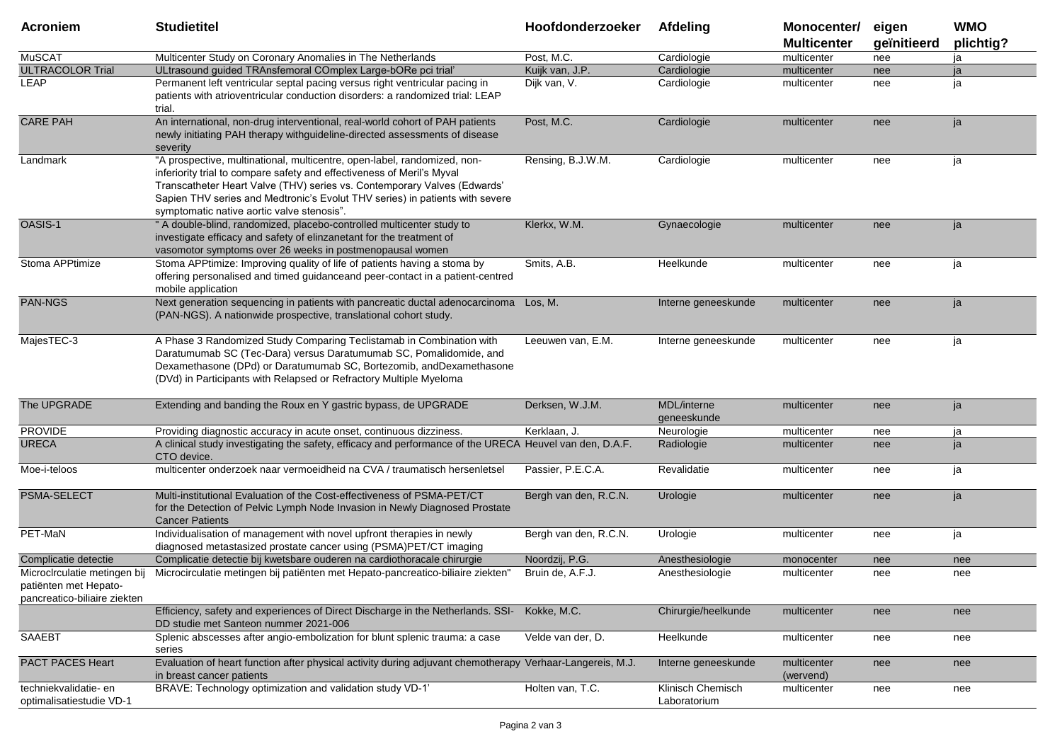| Acroniem | Studietitel | Hoofdonderzoeker | Afdeling | Monocenter/ Multicenter | eigen geïnitieerd | WMO plichtig? |
|---|---|---|---|---|---|---|
| MuSCAT | Multicenter Study on Coronary Anomalies in The Netherlands | Post, M.C. | Cardiologie | multicenter | nee | ja |
| ULTRACOLOR Trial | ULtrasound guided TRAnsfemoral COmplex Large-bORe pci trial' | Kuijk van, J.P. | Cardiologie | multicenter | nee | ja |
| LEAP | Permanent left ventricular septal pacing versus right ventricular pacing in patients with atrioventricular conduction disorders: a randomized trial: LEAP trial. | Dijk van, V. | Cardiologie | multicenter | nee | ja |
| CARE PAH | An international, non-drug interventional, real-world cohort of PAH patients newly initiating PAH therapy withguideline-directed assessments of disease severity | Post, M.C. | Cardiologie | multicenter | nee | ja |
| Landmark | "A prospective, multinational, multicentre, open-label, randomized, non-inferiority trial to compare safety and effectiveness of Meril's Myval Transcatheter Heart Valve (THV) series vs. Contemporary Valves (Edwards' Sapien THV series and Medtronic's Evolut THV series) in patients with severe symptomatic native aortic valve stenosis". | Rensing, B.J.W.M. | Cardiologie | multicenter | nee | ja |
| OASIS-1 | " A double-blind, randomized, placebo-controlled multicenter study to investigate efficacy and safety of elinzanetant for the treatment of vasomotor symptoms over 26 weeks in postmenopausal women | Klerkx, W.M. | Gynaecologie | multicenter | nee | ja |
| Stoma APPtimize | Stoma APPtimize: Improving quality of life of patients having a stoma by offering personalised and timed guidanceand peer-contact in a patient-centred mobile application | Smits, A.B. | Heelkunde | multicenter | nee | ja |
| PAN-NGS | Next generation sequencing in patients with pancreatic ductal adenocarcinoma (PAN-NGS). A nationwide prospective, translational cohort study. | Los, M. | Interne geneeskunde | multicenter | nee | ja |
| MajesTEC-3 | A Phase 3 Randomized Study Comparing Teclistamab in Combination with Daratumumab SC (Tec-Dara) versus Daratumumab SC, Pomalidomide, and Dexamethasone (DPd) or Daratumumab SC, Bortezomib, andDexamethasone (DVd) in Participants with Relapsed or Refractory Multiple Myeloma | Leeuwen van, E.M. | Interne geneeskunde | multicenter | nee | ja |
| The UPGRADE | Extending and banding the Roux en Y gastric bypass, de UPGRADE | Derksen, W.J.M. | MDL/interne geneeskunde | multicenter | nee | ja |
| PROVIDE | Providing diagnostic accuracy in acute onset, continuous dizziness. | Kerklaan, J. | Neurologie | multicenter | nee | ja |
| URECA | A clinical study investigating the safety, efficacy and performance of the URECA CTO device. | Heuvel van den, D.A.F. | Radiologie | multicenter | nee | ja |
| Moe-i-teloos | multicenter onderzoek naar vermoeidheid na CVA / traumatisch hersenletsel | Passier, P.E.C.A. | Revalidatie | multicenter | nee | ja |
| PSMA-SELECT | Multi-institutional Evaluation of the Cost-effectiveness of PSMA-PET/CT for the Detection of Pelvic Lymph Node Invasion in Newly Diagnosed Prostate Cancer Patients | Bergh van den, R.C.N. | Urologie | multicenter | nee | ja |
| PET-MaN | Individualisation of management with novel upfront therapies in newly diagnosed metastasized prostate cancer using (PSMA)PET/CT imaging | Bergh van den, R.C.N. | Urologie | multicenter | nee | ja |
| Complicatie detectie | Complicatie detectie bij kwetsbare ouderen na cardiothoracale chirurgie | Noordzij, P.G. | Anesthesiologie | monocenter | nee | nee |
| Microclrculatie metingen bij patiënten met Hepato-pancreatico-biliaire ziekten | Microcirculatie metingen bij patiënten met Hepato-pancreatico-biliaire ziekten" | Bruin de, A.F.J. | Anesthesiologie | multicenter | nee | nee |
| | Efficiency, safety and experiences of Direct Discharge in the Netherlands. SSI-DD studie met Santeon nummer 2021-006 | Kokke, M.C. | Chirurgie/heelkunde | multicenter | nee | nee |
| SAAEBT | Splenic abscesses after angio-embolization for blunt splenic trauma: a case series | Velde van der, D. | Heelkunde | multicenter | nee | nee |
| PACT PACES Heart | Evaluation of heart function after physical activity during adjuvant chemotherapy in breast cancer patients | Verhaar-Langereis, M.J. | Interne geneeskunde | multicenter (wervend) | nee | nee |
| techniekvalidatie- en optimalisatiestudie VD-1 | BRAVE: Technology optimization and validation study VD-1' | Holten van, T.C. | Klinisch Chemisch Laboratorium | multicenter | nee | nee |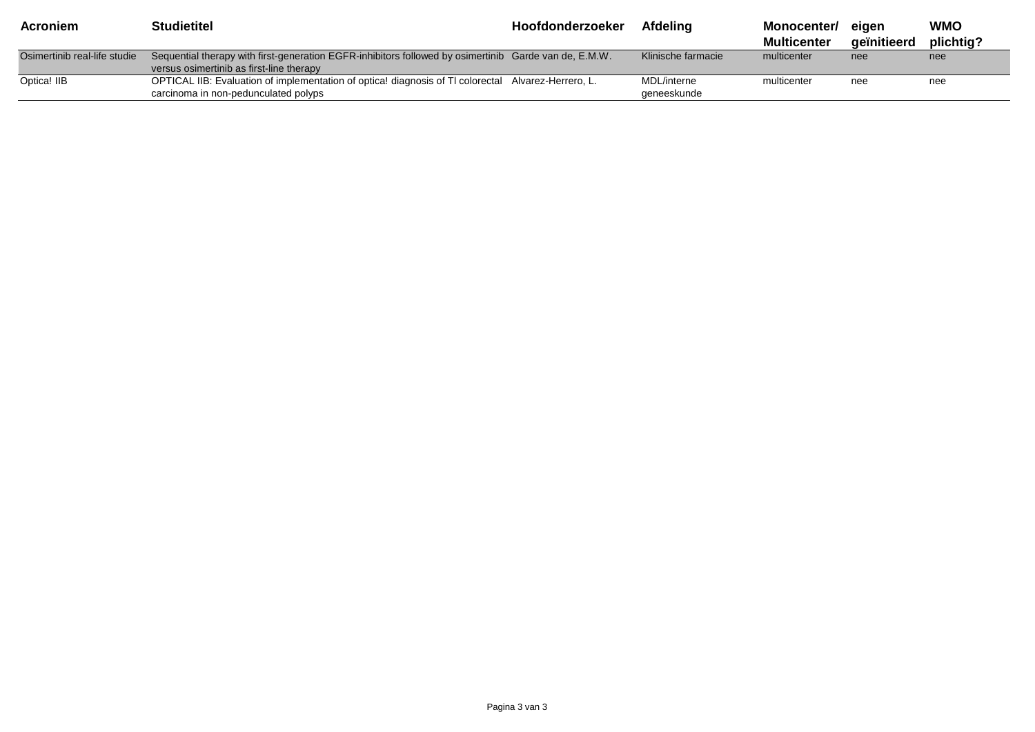| Acroniem | Studietitel | Hoofdonderzoeker | Afdeling | Monocenter/ Multicenter | eigen geïnitieerd | WMO plichtig? |
|---|---|---|---|---|---|---|
| Osimertinib real-life studie | Sequential therapy with first-generation EGFR-inhibitors followed by osimertinib versus osimertinib as first-line therapy | Garde van de, E.M.W. | Klinische farmacie | multicenter | nee | nee |
| Optica! IIB | OPTICAL IIB: Evaluation of implementation of optica! diagnosis of Tl colorectal carcinoma in non-pedunculated polyps | Alvarez-Herrero, L. | MDL/interne geneeskunde | multicenter | nee | nee |